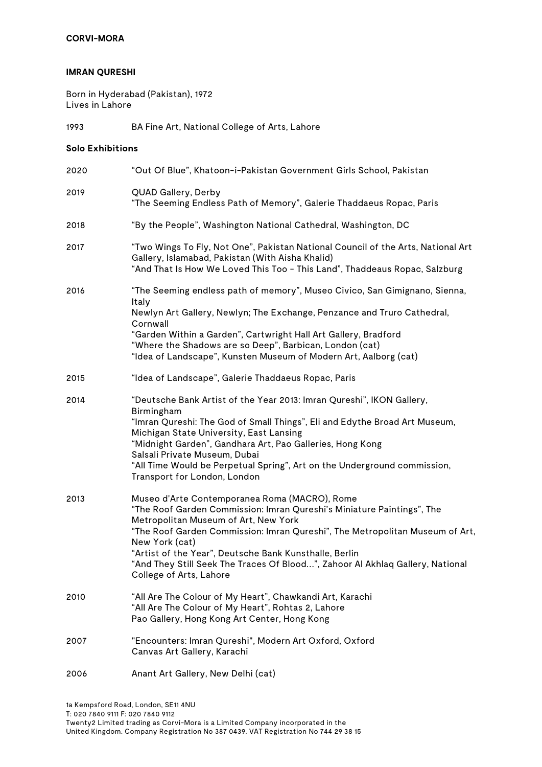**CORVI-MORA**

**IMRAN QURESHI**

Born in Hyderabad (Pakistan), 1972
Lives in Lahore

1993 BA Fine Art, National College of Arts, Lahore

**Solo Exhibitions**

2020
“Out Of Blue”, Khatoon-i-Pakistan Government Girls School, Pakistan

2019
QUAD Gallery, Derby
“The Seeming Endless Path of Memory”, Galerie Thaddaeus Ropac, Paris

2018
“By the People”, Washington National Cathedral, Washington, DC

2017
“Two Wings To Fly, Not One”, Pakistan National Council of the Arts, National Art Gallery, Islamabad, Pakistan (With Aisha Khalid)
“And That Is How We Loved This Too - This Land”, Thaddeaus Ropac, Salzburg

2016
“The Seeming endless path of memory”, Museo Civico, San Gimignano, Sienna, Italy
Newlyn Art Gallery, Newlyn; The Exchange, Penzance and Truro Cathedral, Cornwall
“Garden Within a Garden”, Cartwright Hall Art Gallery, Bradford
“Where the Shadows are so Deep”, Barbican, London (cat)
“Idea of Landscape”, Kunsten Museum of Modern Art, Aalborg (cat)

2015
“Idea of Landscape”, Galerie Thaddaeus Ropac, Paris

2014
“Deutsche Bank Artist of the Year 2013: Imran Qureshi”, IKON Gallery, Birmingham
“Imran Qureshi: The God of Small Things”, Eli and Edythe Broad Art Museum, Michigan State University, East Lansing
“Midnight Garden”, Gandhara Art, Pao Galleries, Hong Kong
Salsali Private Museum, Dubai
“All Time Would be Perpetual Spring”, Art on the Underground commission, Transport for London, London

2013
Museo d'Arte Contemporanea Roma (MACRO), Rome
“The Roof Garden Commission: Imran Qureshi’s Miniature Paintings”, The Metropolitan Museum of Art, New York
“The Roof Garden Commission: Imran Qureshi”, The Metropolitan Museum of Art, New York (cat)
“Artist of the Year”, Deutsche Bank Kunsthalle, Berlin
“And They Still Seek The Traces Of Blood…”, Zahoor Al Akhlaq Gallery, National College of Arts, Lahore

2010
“All Are The Colour of My Heart”, Chawkandi Art, Karachi
“All Are The Colour of My Heart”, Rohtas 2, Lahore
Pao Gallery, Hong Kong Art Center, Hong Kong

2007
"Encounters: Imran Qureshi", Modern Art Oxford, Oxford
Canvas Art Gallery, Karachi

2006
Anant Art Gallery, New Delhi (cat)

1a Kempsford Road, London, SE11 4NU
T: 020 7840 9111 F: 020 7840 9112
Twenty2 Limited trading as Corvi-Mora is a Limited Company incorporated in the United Kingdom. Company Registration No 387 0439. VAT Registration No 744 29 38 15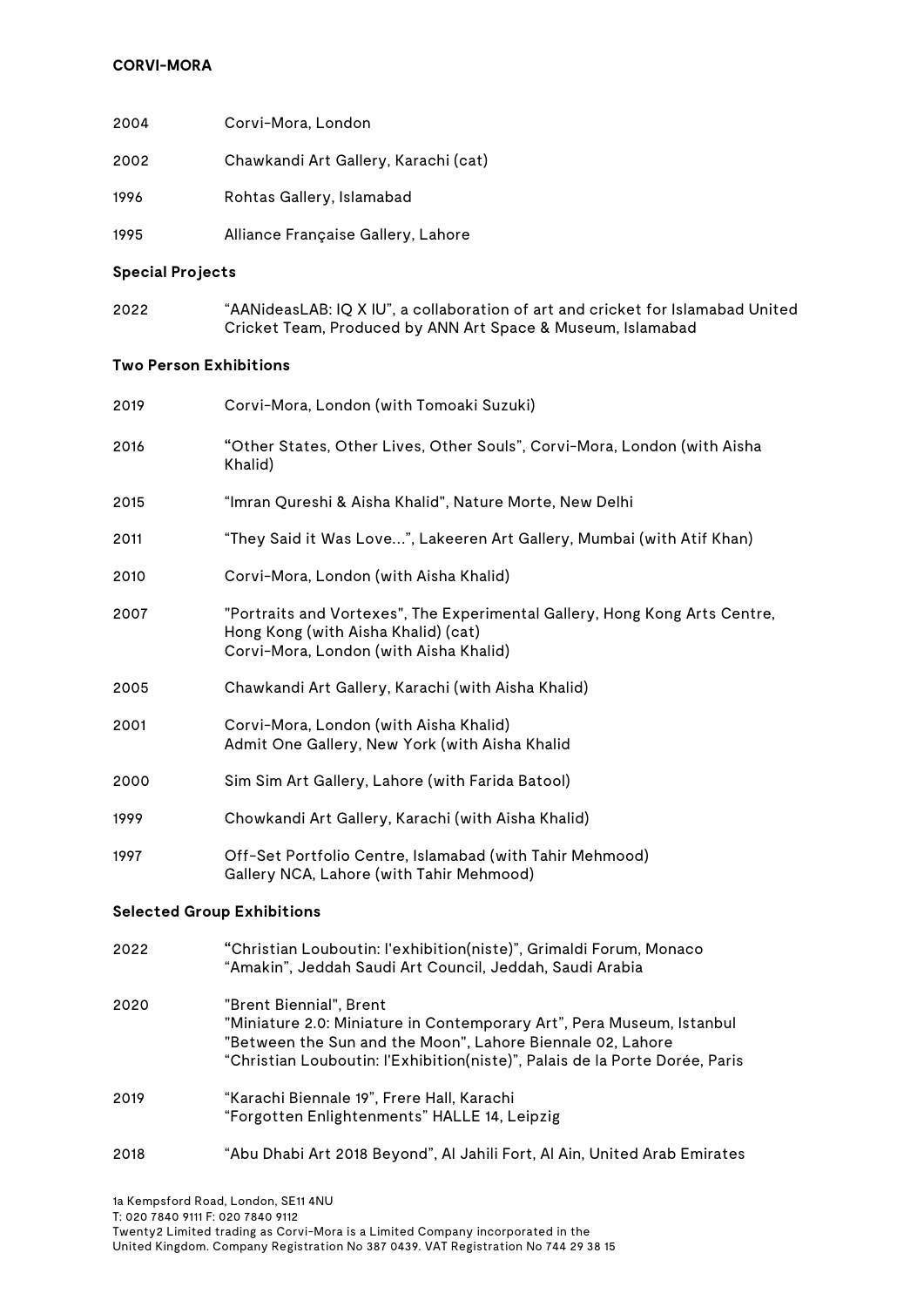2004 Corvi-Mora, London

2002 Chawkandi Art Gallery, Karachi (cat)

1996 Rohtas Gallery, Islamabad

1995 Alliance Française Gallery, Lahore

**Special Projects**

2022 "AANideasLAB: IQ X IU", a collaboration of art and cricket for Islamabad United Cricket Team, Produced by ANN Art Space & Museum, Islamabad

**Two Person Exhibitions**

2019 Corvi-Mora, London (with Tomoaki Suzuki)

2016 "Other States, Other Lives, Other Souls", Corvi-Mora, London (with Aisha Khalid)

2015 "Imran Qureshi & Aisha Khalid", Nature Morte, New Delhi

2011 "They Said it Was Love…", Lakeeren Art Gallery, Mumbai (with Atif Khan)

2010 Corvi-Mora, London (with Aisha Khalid)

2007 "Portraits and Vortexes", The Experimental Gallery, Hong Kong Arts Centre, Hong Kong (with Aisha Khalid) (cat)
Corvi-Mora, London (with Aisha Khalid)

2005 Chawkandi Art Gallery, Karachi (with Aisha Khalid)

2001 Corvi-Mora, London (with Aisha Khalid)
Admit One Gallery, New York (with Aisha Khalid

2000 Sim Sim Art Gallery, Lahore (with Farida Batool)

1999 Chowkandi Art Gallery, Karachi (with Aisha Khalid)

1997 Off-Set Portfolio Centre, Islamabad (with Tahir Mehmood)
Gallery NCA, Lahore (with Tahir Mehmood)

**Selected Group Exhibitions**

2022 "Christian Louboutin: l'exhibition(niste)", Grimaldi Forum, Monaco
"Amakin", Jeddah Saudi Art Council, Jeddah, Saudi Arabia

2020 "Brent Biennial", Brent
"Miniature 2.0: Miniature in Contemporary Art", Pera Museum, Istanbul
"Between the Sun and the Moon", Lahore Biennale 02, Lahore
"Christian Louboutin: l'Exhibition(niste)", Palais de la Porte Dorée, Paris

2019 "Karachi Biennale 19", Frere Hall, Karachi
"Forgotten Enlightenments" HALLE 14, Leipzig

2018 "Abu Dhabi Art 2018 Beyond", Al Jahili Fort, Al Ain, United Arab Emirates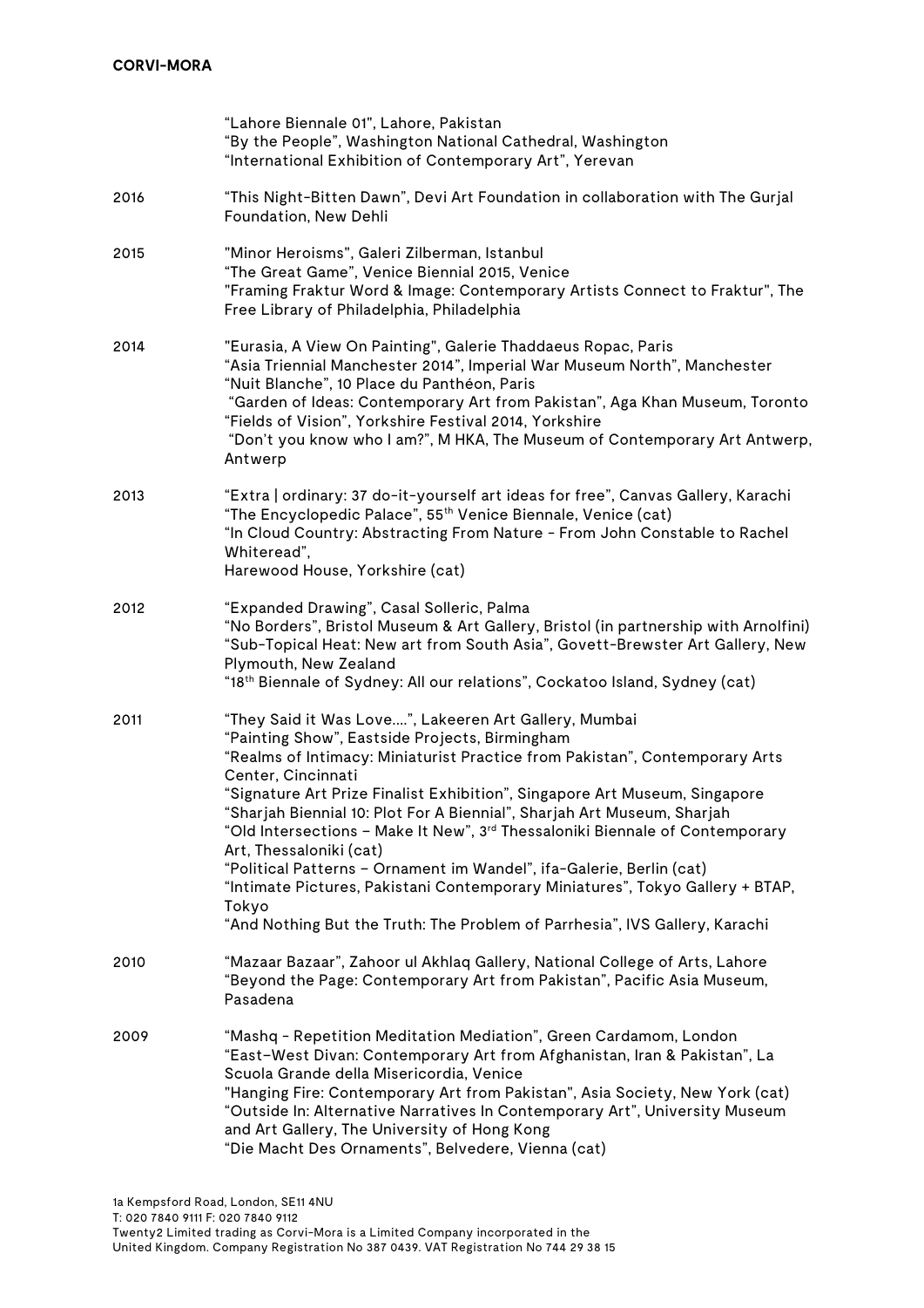"Lahore Biennale 01", Lahore, Pakistan
"By the People", Washington National Cathedral, Washington
"International Exhibition of Contemporary Art", Yerevan

2016 "This Night-Bitten Dawn", Devi Art Foundation in collaboration with The Gurjal Foundation, New Dehli

2015 "Minor Heroisms", Galeri Zilberman, Istanbul
"The Great Game", Venice Biennial 2015, Venice
"Framing Fraktur Word & Image: Contemporary Artists Connect to Fraktur", The Free Library of Philadelphia, Philadelphia

2014 "Eurasia, A View On Painting", Galerie Thaddaeus Ropac, Paris
"Asia Triennial Manchester 2014", Imperial War Museum North", Manchester
"Nuit Blanche", 10 Place du Panthéon, Paris
"Garden of Ideas: Contemporary Art from Pakistan", Aga Khan Museum, Toronto
"Fields of Vision", Yorkshire Festival 2014, Yorkshire
"Don't you know who I am?", M HKA, The Museum of Contemporary Art Antwerp, Antwerp

2013 "Extra | ordinary: 37 do-it-yourself art ideas for free", Canvas Gallery, Karachi
"The Encyclopedic Palace", 55th Venice Biennale, Venice (cat)
"In Cloud Country: Abstracting From Nature - From John Constable to Rachel Whiteread",
Harewood House, Yorkshire (cat)

2012 "Expanded Drawing", Casal Solleric, Palma
"No Borders", Bristol Museum & Art Gallery, Bristol (in partnership with Arnolfini)
"Sub-Topical Heat: New art from South Asia", Govett-Brewster Art Gallery, New Plymouth, New Zealand
"18th Biennale of Sydney: All our relations", Cockatoo Island, Sydney (cat)

2011 "They Said it Was Love....", Lakeeren Art Gallery, Mumbai
"Painting Show", Eastside Projects, Birmingham
"Realms of Intimacy: Miniaturist Practice from Pakistan", Contemporary Arts Center, Cincinnati
"Signature Art Prize Finalist Exhibition", Singapore Art Museum, Singapore
"Sharjah Biennial 10: Plot For A Biennial", Sharjah Art Museum, Sharjah
"Old Intersections – Make It New", 3rd Thessaloniki Biennale of Contemporary Art, Thessaloniki (cat)
"Political Patterns – Ornament im Wandel", ifa-Galerie, Berlin (cat)
"Intimate Pictures, Pakistani Contemporary Miniatures", Tokyo Gallery + BTAP, Tokyo
"And Nothing But the Truth: The Problem of Parrhesia", IVS Gallery, Karachi

2010 "Mazaar Bazaar", Zahoor ul Akhlaq Gallery, National College of Arts, Lahore
"Beyond the Page: Contemporary Art from Pakistan", Pacific Asia Museum, Pasadena

2009 "Mashq - Repetition Meditation Mediation", Green Cardamom, London
"East-West Divan: Contemporary Art from Afghanistan, Iran & Pakistan", La Scuola Grande della Misericordia, Venice
"Hanging Fire: Contemporary Art from Pakistan", Asia Society, New York (cat)
"Outside In: Alternative Narratives In Contemporary Art", University Museum and Art Gallery, The University of Hong Kong
"Die Macht Des Ornaments", Belvedere, Vienna (cat)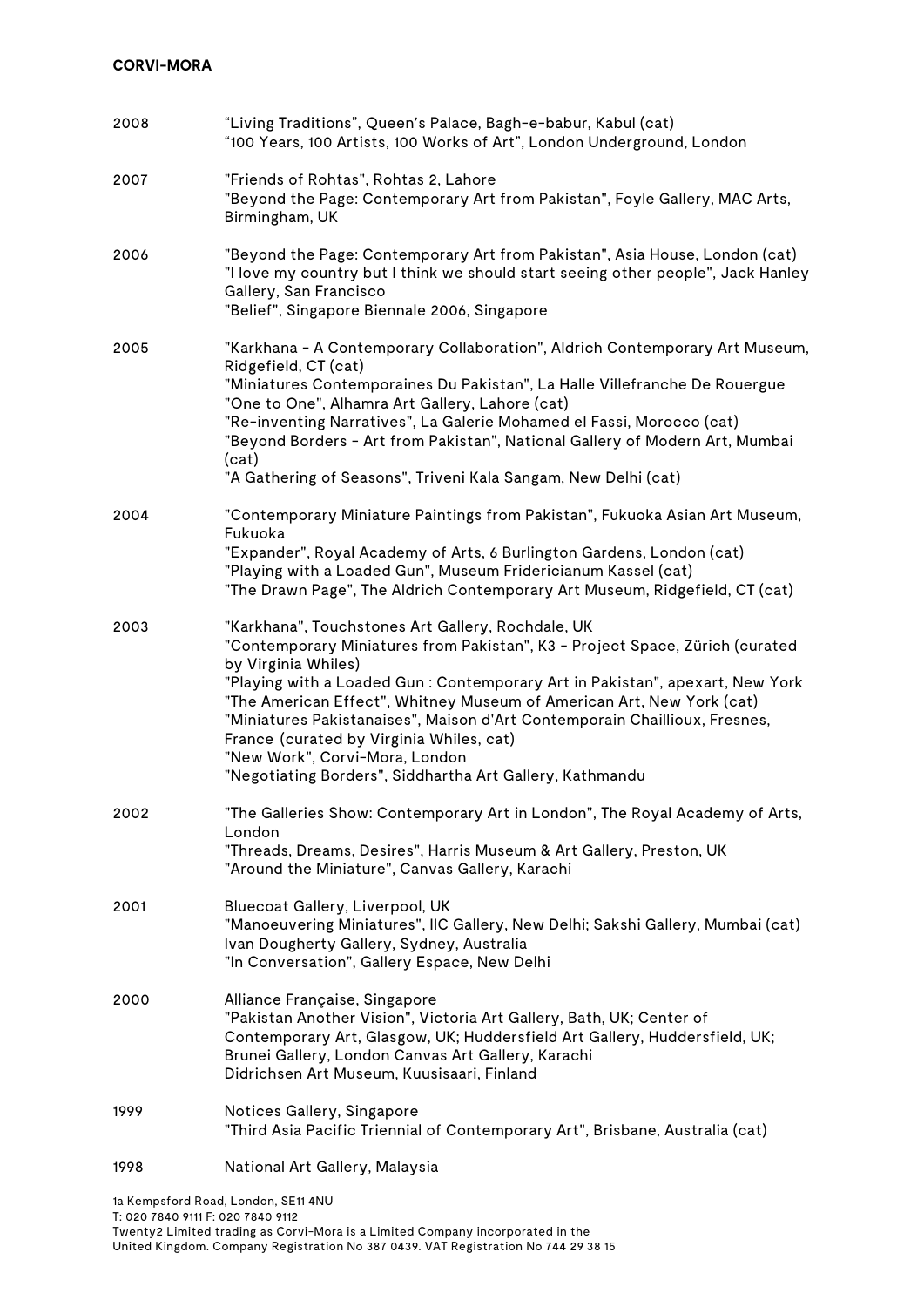2008 "Living Traditions", Queen's Palace, Bagh-e-babur, Kabul (cat)
"100 Years, 100 Artists, 100 Works of Art", London Underground, London

2007 "Friends of Rohtas", Rohtas 2, Lahore
"Beyond the Page: Contemporary Art from Pakistan", Foyle Gallery, MAC Arts, Birmingham, UK

2006 "Beyond the Page: Contemporary Art from Pakistan", Asia House, London (cat)
"I love my country but I think we should start seeing other people", Jack Hanley Gallery, San Francisco
"Belief", Singapore Biennale 2006, Singapore

2005 "Karkhana - A Contemporary Collaboration", Aldrich Contemporary Art Museum, Ridgefield, CT (cat)
"Miniatures Contemporaines Du Pakistan", La Halle Villefranche De Rouergue
"One to One", Alhamra Art Gallery, Lahore (cat)
"Re-inventing Narratives", La Galerie Mohamed el Fassi, Morocco (cat)
"Beyond Borders - Art from Pakistan", National Gallery of Modern Art, Mumbai (cat)
"A Gathering of Seasons", Triveni Kala Sangam, New Delhi (cat)

2004 "Contemporary Miniature Paintings from Pakistan", Fukuoka Asian Art Museum, Fukuoka
"Expander", Royal Academy of Arts, 6 Burlington Gardens, London (cat)
"Playing with a Loaded Gun", Museum Fridericianum Kassel (cat)
"The Drawn Page", The Aldrich Contemporary Art Museum, Ridgefield, CT (cat)

2003 "Karkhana", Touchstones Art Gallery, Rochdale, UK
"Contemporary Miniatures from Pakistan", K3 - Project Space, Zürich (curated by Virginia Whiles)
"Playing with a Loaded Gun : Contemporary Art in Pakistan", apexart, New York
"The American Effect", Whitney Museum of American Art, New York (cat)
"Miniatures Pakistanaises", Maison d'Art Contemporain Chaillioux, Fresnes, France (curated by Virginia Whiles, cat)
"New Work", Corvi-Mora, London
"Negotiating Borders", Siddhartha Art Gallery, Kathmandu

2002 "The Galleries Show: Contemporary Art in London", The Royal Academy of Arts, London
"Threads, Dreams, Desires", Harris Museum & Art Gallery, Preston, UK
"Around the Miniature", Canvas Gallery, Karachi

2001 Bluecoat Gallery, Liverpool, UK
"Manoeuvering Miniatures", IIC Gallery, New Delhi; Sakshi Gallery, Mumbai (cat)
Ivan Dougherty Gallery, Sydney, Australia
"In Conversation", Gallery Espace, New Delhi

2000 Alliance Française, Singapore
"Pakistan Another Vision", Victoria Art Gallery, Bath, UK; Center of Contemporary Art, Glasgow, UK; Huddersfield Art Gallery, Huddersfield, UK; Brunei Gallery, London Canvas Art Gallery, Karachi
Didrichsen Art Museum, Kuusisaari, Finland

1999 Notices Gallery, Singapore
"Third Asia Pacific Triennial of Contemporary Art", Brisbane, Australia (cat)

1998 National Art Gallery, Malaysia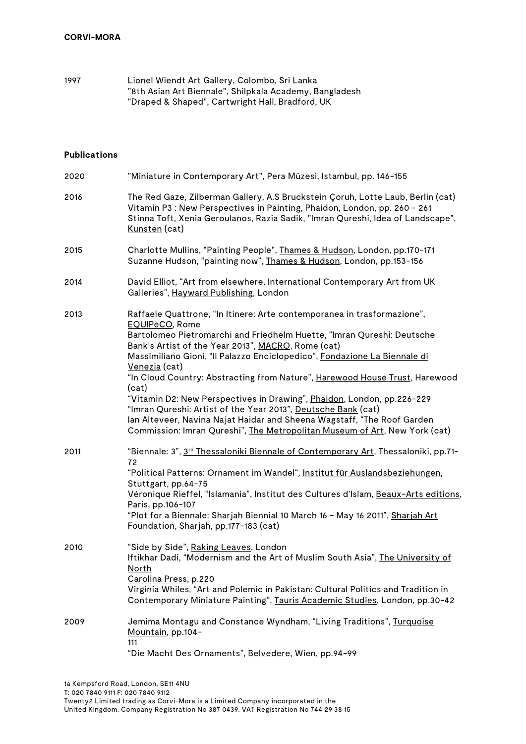| | |
|---|---|
| 1997 | Lionel Wiendt Art Gallery, Colombo, Sri Lanka<br>"8th Asian Art Biennale", Shilpkala Academy, Bangladesh<br>"Draped & Shaped", Cartwright Hall, Bradford, UK |

**Publications**

| | |
|---|---|
| 2020 | "Miniature in Contemporary Art", Pera Müzesi, Istambul, pp. 146-155 |
| 2016 | The Red Gaze, Zilberman Gallery, A.S Bruckstein Çoruh, Lotte Laub, Berlin (cat)<br>Vitamin P3 : New Perspectives in Painting, Phaidon, London, pp. 260 - 261<br>Stinna Toft, Xenia Geroulanos, Razia Sadik, "Imran Qureshi, Idea of Landscape", Kunsten (cat) |
| 2015 | Charlotte Mullins, "Painting People", Thames & Hudson, London, pp.170-171<br>Suzanne Hudson, "painting now", Thames & Hudson, London, pp.153-156 |
| 2014 | David Elliot, "Art from elsewhere, International Contemporary Art from UK Galleries", Hayward Publishing, London |
| 2013 | Raffaele Quattrone, "In Itinere: Arte contemporanea in trasformazione", EQUIPèCO, Rome<br>Bartolomeo Pietromarchi and Friedhelm Huette, "Imran Qureshi: Deutsche Bank's Artist of the Year 2013", MACRO, Rome (cat)<br>Massimiliano Gioni, "Il Palazzo Enciclopedico", Fondazione La Biennale di Venezia (cat)<br>"In Cloud Country: Abstracting from Nature", Harewood House Trust, Harewood (cat)<br>"Vitamin D2: New Perspectives in Drawing", Phaidon, London, pp.226-229<br>"Imran Qureshi: Artist of the Year 2013", Deutsche Bank (cat)<br>Ian Alteveer, Navina Najat Haidar and Sheena Wagstaff, "The Roof Garden Commission: Imran Qureshi", The Metropolitan Museum of Art, New York (cat) |
| 2011 | "Biennale: 3", 3rd Thessaloniki Biennale of Contemporary Art, Thessaloniki, pp.71-72<br>"Political Patterns: Ornament im Wandel", Institut für Auslandsbeziehungen, Stuttgart, pp.64-75<br>Véronique Rieffel, "Islamania", Institut des Cultures d'Islam, Beaux-Arts editions, Paris, pp.106-107<br>"Plot for a Biennale: Sharjah Biennial 10 March 16 - May 16 2011", Sharjah Art Foundation, Sharjah, pp.177-183 (cat) |
| 2010 | "Side by Side", Raking Leaves, London<br>Iftikhar Dadi, "Modernism and the Art of Muslim South Asia", The University of North Carolina Press, p.220<br>Virginia Whiles, "Art and Polemic in Pakistan: Cultural Politics and Tradition in Contemporary Miniature Painting", Tauris Academic Studies, London, pp.30-42 |
| 2009 | Jemima Montagu and Constance Wyndham, "Living Traditions", Turquoise Mountain, pp.104-111<br>"Die Macht Des Ornaments", Belvedere, Wien, pp.94-99 |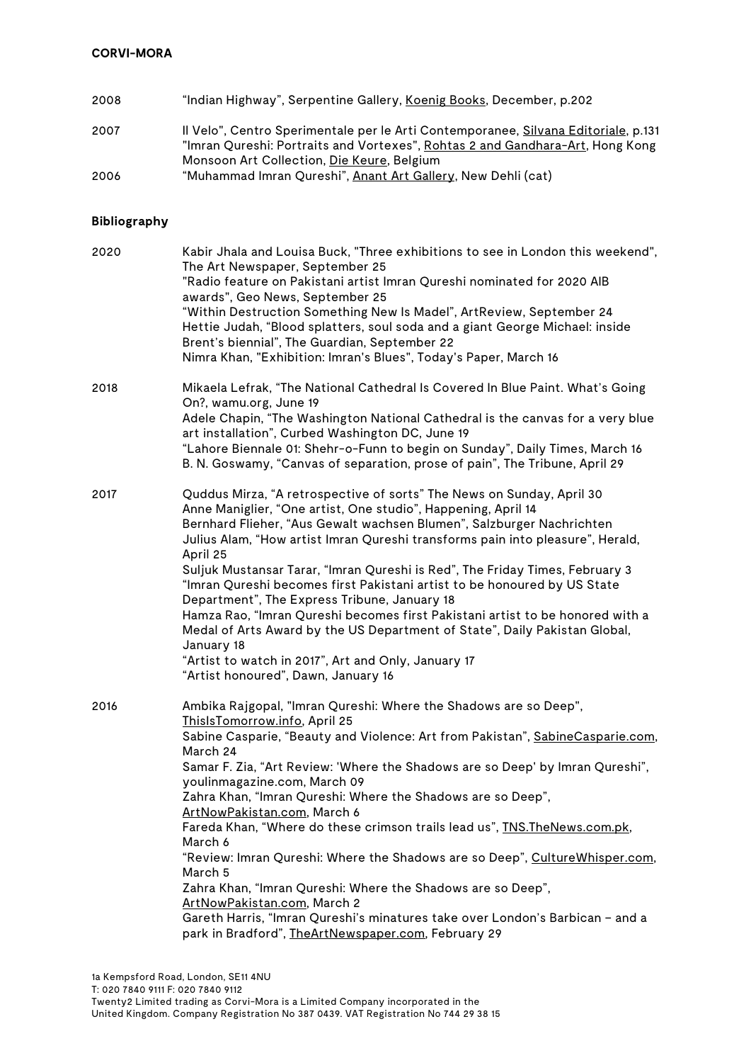| | |
|---|---|
| 2008 | "Indian Highway", Serpentine Gallery, Koenig Books, December, p.202 |
| 2007 | Il Velo", Centro Sperimentale per le Arti Contemporanee, Silvana Editoriale, p.131<br>"Imran Qureshi: Portraits and Vortexes", Rohtas 2 and Gandhara-Art, Hong Kong Monsoon Art Collection, Die Keure, Belgium |
| 2006 | "Muhammad Imran Qureshi", Anant Art Gallery, New Dehli (cat) |

**Bibliography**

| | |
|---|---|
| 2020 | Kabir Jhala and Louisa Buck, "Three exhibitions to see in London this weekend", The Art Newspaper, September 25<br>"Radio feature on Pakistani artist Imran Qureshi nominated for 2020 AIB awards", Geo News, September 25<br>"Within Destruction Something New Is Made!", ArtReview, September 24<br>Hettie Judah, "Blood splatters, soul soda and a giant George Michael: inside Brent's biennial", The Guardian, September 22<br>Nimra Khan, "Exhibition: Imran's Blues", Today's Paper, March 16 |
| 2018 | Mikaela Lefrak, "The National Cathedral Is Covered In Blue Paint. What's Going On?, wamu.org, June 19<br>Adele Chapin, "The Washington National Cathedral is the canvas for a very blue art installation", Curbed Washington DC, June 19<br>"Lahore Biennale 01: Shehr-o-Funn to begin on Sunday", Daily Times, March 16<br>B. N. Goswamy, "Canvas of separation, prose of pain", The Tribune, April 29 |
| 2017 | Quddus Mirza, "A retrospective of sorts" The News on Sunday, April 30<br>Anne Maniglier, "One artist, One studio", Happening, April 14<br>Bernhard Flieher, "Aus Gewalt wachsen Blumen", Salzburger Nachrichten<br>Julius Alam, "How artist Imran Qureshi transforms pain into pleasure", Herald, April 25<br>Suljuk Mustansar Tarar, "Imran Qureshi is Red", The Friday Times, February 3<br>"Imran Qureshi becomes first Pakistani artist to be honoured by US State Department", The Express Tribune, January 18<br>Hamza Rao, "Imran Qureshi becomes first Pakistani artist to be honored with a Medal of Arts Award by the US Department of State", Daily Pakistan Global, January 18<br>"Artist to watch in 2017", Art and Only, January 17<br>"Artist honoured", Dawn, January 16 |
| 2016 | Ambika Rajgopal, "Imran Qureshi: Where the Shadows are so Deep", ThisIsTomorrow.info, April 25<br>Sabine Casparie, "Beauty and Violence: Art from Pakistan", SabineCasparie.com, March 24<br>Samar F. Zia, "Art Review: 'Where the Shadows are so Deep' by Imran Qureshi", youlinmagazine.com, March 09<br>Zahra Khan, "Imran Qureshi: Where the Shadows are so Deep", ArtNowPakistan.com, March 6<br>Fareda Khan, "Where do these crimson trails lead us", TNS.TheNews.com.pk, March 6<br>"Review: Imran Qureshi: Where the Shadows are so Deep", CultureWhisper.com, March 5<br>Zahra Khan, "Imran Qureshi: Where the Shadows are so Deep", ArtNowPakistan.com, March 2<br>Gareth Harris, "Imran Qureshi's minatures take over London's Barbican – and a park in Bradford", TheArtNewspaper.com, February 29 |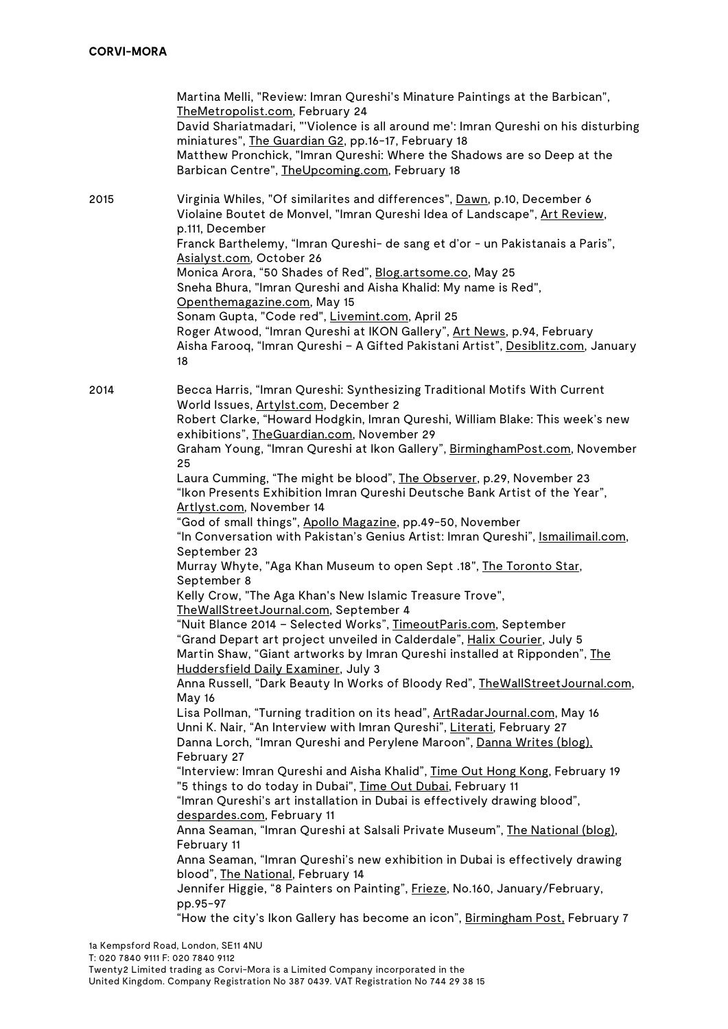Martina Melli, "Review: Imran Qureshi's Minature Paintings at the Barbican", TheMetropolist.com, February 24
David Shariatmadari, "'Violence is all around me': Imran Qureshi on his disturbing miniatures", The Guardian G2, pp.16-17, February 18
Matthew Pronchick, "Imran Qureshi: Where the Shadows are so Deep at the Barbican Centre", TheUpcoming.com, February 18

**2015**

Virginia Whiles, "Of similarites and differences", Dawn, p.10, December 6
Violaine Boutet de Monvel, "Imran Qureshi Idea of Landscape", Art Review, p.111, December
Franck Barthelemy, "Imran Qureshi- de sang et d'or - un Pakistanais a Paris", Asialyst.com, October 26
Monica Arora, "50 Shades of Red", Blog.artsome.co, May 25
Sneha Bhura, "Imran Qureshi and Aisha Khalid: My name is Red", Openthemagazine.com, May 15
Sonam Gupta, "Code red", Livemint.com, April 25
Roger Atwood, "Imran Qureshi at IKON Gallery", Art News, p.94, February
Aisha Farooq, "Imran Qureshi – A Gifted Pakistani Artist", Desiblitz.com, January 18

**2014**

Becca Harris, "Imran Qureshi: Synthesizing Traditional Motifs With Current World Issues, Artylst.com, December 2
Robert Clarke, "Howard Hodgkin, Imran Qureshi, William Blake: This week's new exhibitions", TheGuardian.com, November 29
Graham Young, "Imran Qureshi at Ikon Gallery", BirminghamPost.com, November 25
Laura Cumming, "The might be blood", The Observer, p.29, November 23
"Ikon Presents Exhibition Imran Qureshi Deutsche Bank Artist of the Year", Artlyst.com, November 14
"God of small things", Apollo Magazine, pp.49-50, November
"In Conversation with Pakistan's Genius Artist: Imran Qureshi", Ismailimail.com, September 23
Murray Whyte, "Aga Khan Museum to open Sept .18", The Toronto Star, September 8
Kelly Crow, "The Aga Khan's New Islamic Treasure Trove", TheWallStreetJournal.com, September 4
"Nuit Blance 2014 – Selected Works", TimeoutParis.com, September
"Grand Depart art project unveiled in Calderdale", Halix Courier, July 5
Martin Shaw, "Giant artworks by Imran Qureshi installed at Ripponden", The Huddersfield Daily Examiner, July 3
Anna Russell, "Dark Beauty In Works of Bloody Red", TheWallStreetJournal.com, May 16
Lisa Pollman, "Turning tradition on its head", ArtRadarJournal.com, May 16
Unni K. Nair, "An Interview with Imran Qureshi", Literati, February 27
Danna Lorch, "Imran Qureshi and Perylene Maroon", Danna Writes (blog), February 27
"Interview: Imran Qureshi and Aisha Khalid", Time Out Hong Kong, February 19
"5 things to do today in Dubai", Time Out Dubai, February 11
"Imran Qureshi's art installation in Dubai is effectively drawing blood", despardes.com, February 11
Anna Seaman, "Imran Qureshi at Salsali Private Museum", The National (blog), February 11
Anna Seaman, "Imran Qureshi's new exhibition in Dubai is effectively drawing blood", The National, February 14
Jennifer Higgie, "8 Painters on Painting", Frieze, No.160, January/February, pp.95-97
"How the city's Ikon Gallery has become an icon", Birmingham Post, February 7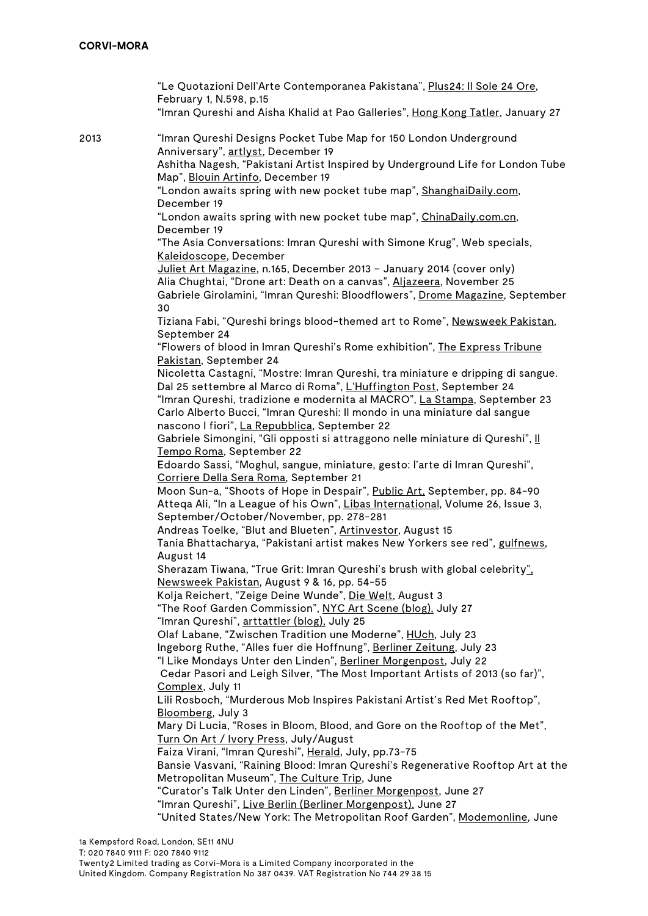"Le Quotazioni Dell'Arte Contemporanea Pakistana", Plus24: Il Sole 24 Ore, February 1, N.598, p.15
"Imran Qureshi and Aisha Khalid at Pao Galleries", Hong Kong Tatler, January 27

2013

"Imran Qureshi Designs Pocket Tube Map for 150 London Underground Anniversary", artlyst, December 19
Ashitha Nagesh, "Pakistani Artist Inspired by Underground Life for London Tube Map", Blouin Artinfo, December 19
"London awaits spring with new pocket tube map", ShanghaiDaily.com, December 19
"London awaits spring with new pocket tube map", ChinaDaily.com.cn, December 19
"The Asia Conversations: Imran Qureshi with Simone Krug", Web specials, Kaleidoscope, December
Juliet Art Magazine, n.165, December 2013 – January 2014 (cover only)
Alia Chughtai, "Drone art: Death on a canvas", Aljazeera, November 25
Gabriele Girolamini, "Imran Qureshi: Bloodflowers", Drome Magazine, September 30
Tiziana Fabi, "Qureshi brings blood-themed art to Rome", Newsweek Pakistan, September 24
"Flowers of blood in Imran Qureshi's Rome exhibition", The Express Tribune Pakistan, September 24
Nicoletta Castagni, "Mostre: Imran Qureshi, tra miniature e dripping di sangue. Dal 25 settembre al Marco di Roma", L'Huffington Post, September 24
"Imran Qureshi, tradizione e modernita al MACRO", La Stampa, September 23
Carlo Alberto Bucci, "Imran Qureshi: Il mondo in una miniature dal sangue nascono I fiori", La Repubblica, September 22
Gabriele Simongini, "Gli opposti si attraggono nelle miniature di Qureshi", Il Tempo Roma, September 22
Edoardo Sassi, "Moghul, sangue, miniature, gesto: l'arte di Imran Qureshi", Corriere Della Sera Roma, September 21
Moon Sun-a, "Shoots of Hope in Despair", Public Art, September, pp. 84-90
Atteqa Ali, "In a League of his Own", Libas International, Volume 26, Issue 3, September/October/November, pp. 278-281
Andreas Toelke, "Blut and Blueten", Artinvestor, August 15
Tania Bhattacharya, "Pakistani artist makes New Yorkers see red", gulfnews, August 14
Sherazam Tiwana, "True Grit: Imran Qureshi's brush with global celebrity", Newsweek Pakistan, August 9 & 16, pp. 54-55
Kolja Reichert, "Zeige Deine Wunde", Die Welt, August 3
"The Roof Garden Commission", NYC Art Scene (blog), July 27
"Imran Qureshi", arttattler (blog), July 25
Olaf Labane, "Zwischen Tradition une Moderne", HUch, July 23
Ingeborg Ruthe, "Alles fuer die Hoffnung", Berliner Zeitung, July 23
"I Like Mondays Unter den Linden", Berliner Morgenpost, July 22
Cedar Pasori and Leigh Silver, "The Most Important Artists of 2013 (so far)", Complex, July 11
Lili Rosboch, "Murderous Mob Inspires Pakistani Artist's Red Met Rooftop", Bloomberg, July 3
Mary Di Lucia, "Roses in Bloom, Blood, and Gore on the Rooftop of the Met", Turn On Art / Ivory Press, July/August
Faiza Virani, "Imran Qureshi", Herald, July, pp.73-75
Bansie Vasvani, "Raining Blood: Imran Qureshi's Regenerative Rooftop Art at the Metropolitan Museum", The Culture Trip, June
"Curator's Talk Unter den Linden", Berliner Morgenpost, June 27
"Imran Qureshi", Live Berlin (Berliner Morgenpost), June 27
"United States/New York: The Metropolitan Roof Garden", Modemonline, June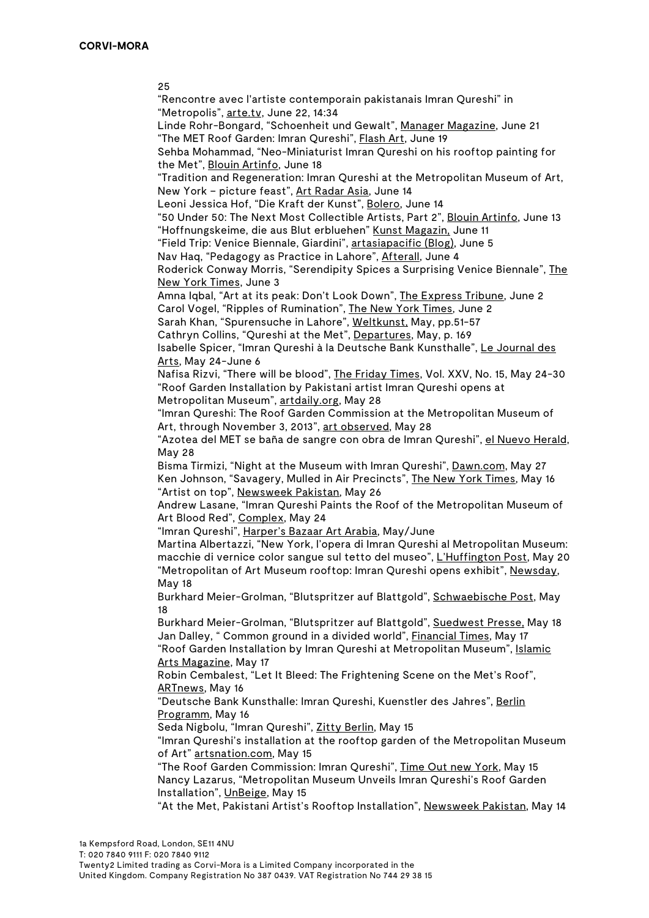25

"Rencontre avec l'artiste contemporain pakistanais Imran Qureshi" in "Metropolis", arte.tv, June 22, 14:34

Linde Rohr-Bongard, "Schoenheit und Gewalt", Manager Magazine, June 21

"The MET Roof Garden: Imran Qureshi", Flash Art, June 19

Sehba Mohammad, "Neo-Miniaturist Imran Qureshi on his rooftop painting for the Met", Blouin Artinfo, June 18

"Tradition and Regeneration: Imran Qureshi at the Metropolitan Museum of Art, New York – picture feast", Art Radar Asia, June 14

Leoni Jessica Hof, "Die Kraft der Kunst", Bolero, June 14

"50 Under 50: The Next Most Collectible Artists, Part 2", Blouin Artinfo, June 13

"Hoffnungskeime, die aus Blut erbluehen" Kunst Magazin, June 11

"Field Trip: Venice Biennale, Giardini", artasiapacific (Blog), June 5

Nav Haq, "Pedagogy as Practice in Lahore", Afterall, June 4

Roderick Conway Morris, "Serendipity Spices a Surprising Venice Biennale", The New York Times, June 3

Amna Iqbal, "Art at its peak: Don't Look Down", The Express Tribune, June 2

Carol Vogel, "Ripples of Rumination", The New York Times, June 2

Sarah Khan, "Spurensuche in Lahore", Weltkunst, May, pp.51-57

Cathryn Collins, "Qureshi at the Met", Departures, May, p. 169

Isabelle Spicer, "Imran Qureshi à la Deutsche Bank Kunsthalle", Le Journal des Arts, May 24-June 6

Nafisa Rizvi, "There will be blood", The Friday Times, Vol. XXV, No. 15, May 24-30

"Roof Garden Installation by Pakistani artist Imran Qureshi opens at Metropolitan Museum", artdaily.org, May 28

"Imran Qureshi: The Roof Garden Commission at the Metropolitan Museum of Art, through November 3, 2013", art observed, May 28

"Azotea del MET se baña de sangre con obra de Imran Qureshi", el Nuevo Herald, May 28

Bisma Tirmizi, "Night at the Museum with Imran Qureshi", Dawn.com, May 27

Ken Johnson, "Savagery, Mulled in Air Precincts", The New York Times, May 16

"Artist on top", Newsweek Pakistan, May 26

Andrew Lasane, "Imran Qureshi Paints the Roof of the Metropolitan Museum of Art Blood Red", Complex, May 24

"Imran Qureshi", Harper's Bazaar Art Arabia, May/June

Martina Albertazzi, "New York, l'opera di Imran Qureshi al Metropolitan Museum: macchie di vernice color sangue sul tetto del museo", L'Huffington Post, May 20

"Metropolitan of Art Museum rooftop: Imran Qureshi opens exhibit", Newsday, May 18

Burkhard Meier-Grolman, "Blutspritzer auf Blattgold", Schwaebische Post, May 18

Burkhard Meier-Grolman, "Blutspritzer auf Blattgold", Suedwest Presse, May 18

Jan Dalley, " Common ground in a divided world", Financial Times, May 17

"Roof Garden Installation by Imran Qureshi at Metropolitan Museum", Islamic Arts Magazine, May 17

Robin Cembalest, "Let It Bleed: The Frightening Scene on the Met's Roof", ARTnews, May 16

"Deutsche Bank Kunsthalle: Imran Qureshi, Kuenstler des Jahres", Berlin Programm, May 16

Seda Nigbolu, "Imran Qureshi", Zitty Berlin, May 15

"Imran Qureshi's installation at the rooftop garden of the Metropolitan Museum of Art" artsnation.com, May 15

"The Roof Garden Commission: Imran Qureshi", Time Out new York, May 15

Nancy Lazarus, "Metropolitan Museum Unveils Imran Qureshi's Roof Garden Installation", UnBeige, May 15

"At the Met, Pakistani Artist's Rooftop Installation", Newsweek Pakistan, May 14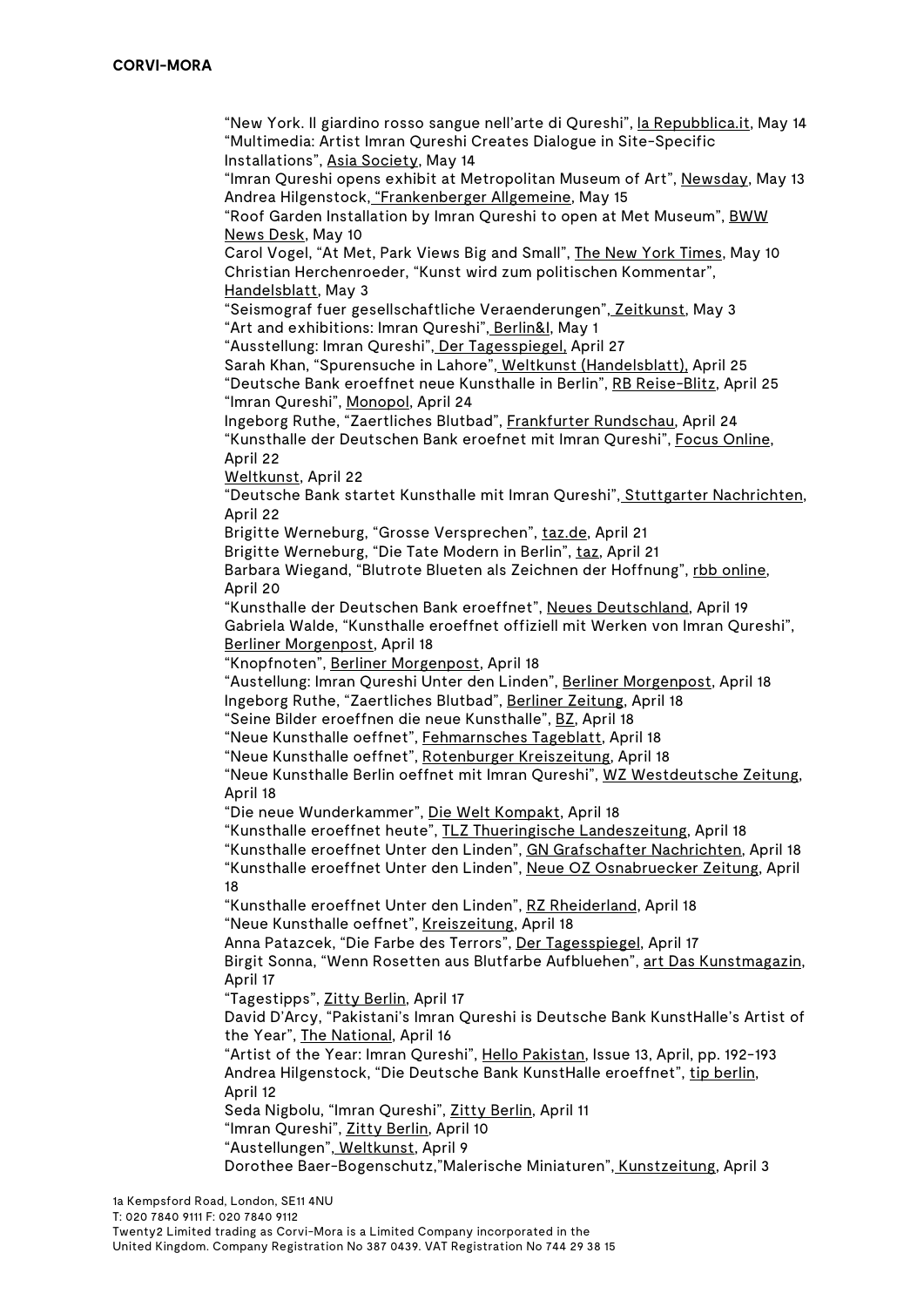"New York. Il giardino rosso sangue nell'arte di Qureshi", la Repubblica.it, May 14
"Multimedia: Artist Imran Qureshi Creates Dialogue in Site-Specific Installations", Asia Society, May 14
"Imran Qureshi opens exhibit at Metropolitan Museum of Art", Newsday, May 13
Andrea Hilgenstock, "Frankenberger Allgemeine, May 15
"Roof Garden Installation by Imran Qureshi to open at Met Museum", BWW News Desk, May 10
Carol Vogel, "At Met, Park Views Big and Small", The New York Times, May 10
Christian Herchenroeder, "Kunst wird zum politischen Kommentar", Handelsblatt, May 3
"Seismograf fuer gesellschaftliche Veraenderungen", Zeitkunst, May 3
"Art and exhibitions: Imran Qureshi", Berlin&I, May 1
"Ausstellung: Imran Qureshi", Der Tagesspiegel, April 27
Sarah Khan, "Spurensuche in Lahore", Weltkunst (Handelsblatt), April 25
"Deutsche Bank eroeffnet neue Kunsthalle in Berlin", RB Reise-Blitz, April 25
"Imran Qureshi", Monopol, April 24
Ingeborg Ruthe, "Zaertliches Blutbad", Frankfurter Rundschau, April 24
"Kunsthalle der Deutschen Bank eroefnet mit Imran Qureshi", Focus Online, April 22
Weltkunst, April 22
"Deutsche Bank startet Kunsthalle mit Imran Qureshi", Stuttgarter Nachrichten, April 22
Brigitte Werneburg, "Grosse Versprechen", taz.de, April 21
Brigitte Werneburg, "Die Tate Modern in Berlin", taz, April 21
Barbara Wiegand, "Blutrote Blueten als Zeichnen der Hoffnung", rbb online, April 20
"Kunsthalle der Deutschen Bank eroeffnet", Neues Deutschland, April 19
Gabriela Walde, "Kunsthalle eroeffnet offiziell mit Werken von Imran Qureshi", Berliner Morgenpost, April 18
"Knopfnoten", Berliner Morgenpost, April 18
"Austellung: Imran Qureshi Unter den Linden", Berliner Morgenpost, April 18
Ingeborg Ruthe, "Zaertliches Blutbad", Berliner Zeitung, April 18
"Seine Bilder eroeffnen die neue Kunsthalle", BZ, April 18
"Neue Kunsthalle oeffnet", Fehmarnsches Tageblatt, April 18
"Neue Kunsthalle oeffnet", Rotenburger Kreiszeitung, April 18
"Neue Kunsthalle Berlin oeffnet mit Imran Qureshi", WZ Westdeutsche Zeitung, April 18
"Die neue Wunderkammer", Die Welt Kompakt, April 18
"Kunsthalle eroeffnet heute", TLZ Thueringische Landeszeitung, April 18
"Kunsthalle eroeffnet Unter den Linden", GN Grafschafter Nachrichten, April 18
"Kunsthalle eroeffnet Unter den Linden", Neue OZ Osnabruecker Zeitung, April 18
"Kunsthalle eroeffnet Unter den Linden", RZ Rheiderland, April 18
"Neue Kunsthalle oeffnet", Kreiszeitung, April 18
Anna Patazcek, "Die Farbe des Terrors", Der Tagesspiegel, April 17
Birgit Sonna, "Wenn Rosetten aus Blutfarbe Aufbluehen", art Das Kunstmagazin, April 17
"Tagestipps", Zitty Berlin, April 17
David D'Arcy, "Pakistani's Imran Qureshi is Deutsche Bank KunstHalle's Artist of the Year", The National, April 16
"Artist of the Year: Imran Qureshi", Hello Pakistan, Issue 13, April, pp. 192-193
Andrea Hilgenstock, "Die Deutsche Bank KunstHalle eroeffnet", tip berlin, April 12
Seda Nigbolu, "Imran Qureshi", Zitty Berlin, April 11
"Imran Qureshi", Zitty Berlin, April 10
"Austellungen", Weltkunst, April 9
Dorothee Baer-Bogenschutz,"Malerische Miniaturen", Kunstzeitung, April 3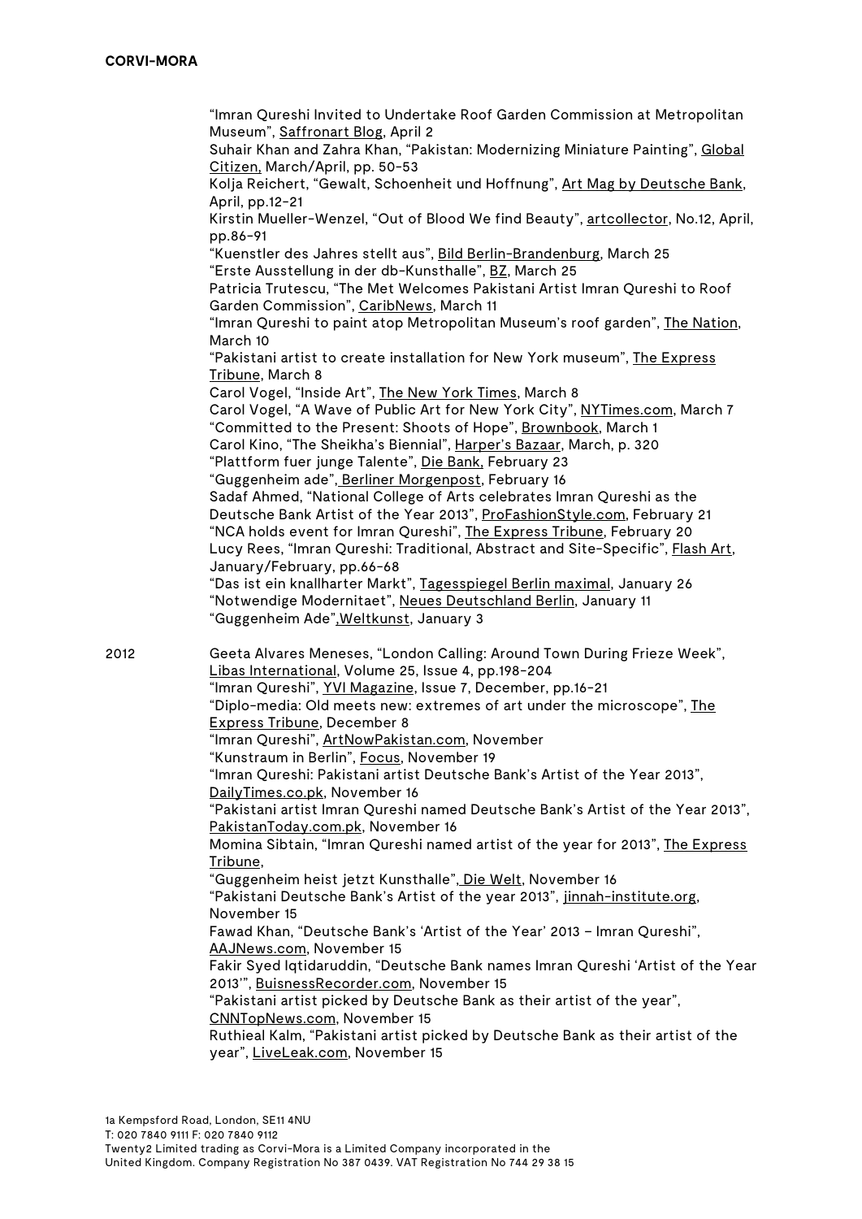"Imran Qureshi Invited to Undertake Roof Garden Commission at Metropolitan Museum", Saffronart Blog, April 2
Suhair Khan and Zahra Khan, "Pakistan: Modernizing Miniature Painting", Global Citizen, March/April, pp. 50-53
Kolja Reichert, "Gewalt, Schoenheit und Hoffnung", Art Mag by Deutsche Bank, April, pp.12-21
Kirstin Mueller-Wenzel, "Out of Blood We find Beauty", artcollector, No.12, April, pp.86-91
"Kuenstler des Jahres stellt aus", Bild Berlin-Brandenburg, March 25
"Erste Ausstellung in der db-Kunsthalle", BZ, March 25
Patricia Trutescu, "The Met Welcomes Pakistani Artist Imran Qureshi to Roof Garden Commission", CaribNews, March 11
"Imran Qureshi to paint atop Metropolitan Museum's roof garden", The Nation, March 10
"Pakistani artist to create installation for New York museum", The Express Tribune, March 8
Carol Vogel, "Inside Art", The New York Times, March 8
Carol Vogel, "A Wave of Public Art for New York City", NYTimes.com, March 7
"Committed to the Present: Shoots of Hope", Brownbook, March 1
Carol Kino, "The Sheikha's Biennial", Harper's Bazaar, March, p. 320
"Plattform fuer junge Talente", Die Bank, February 23
"Guggenheim ade", Berliner Morgenpost, February 16
Sadaf Ahmed, "National College of Arts celebrates Imran Qureshi as the Deutsche Bank Artist of the Year 2013", ProFashionStyle.com, February 21
"NCA holds event for Imran Qureshi", The Express Tribune, February 20
Lucy Rees, "Imran Qureshi: Traditional, Abstract and Site-Specific", Flash Art, January/February, pp.66-68
"Das ist ein knallharter Markt", Tagesspiegel Berlin maximal, January 26
"Notwendige Modernitaet", Neues Deutschland Berlin, January 11
"Guggenheim Ade", Weltkunst, January 3

2012

Geeta Alvares Meneses, "London Calling: Around Town During Frieze Week", Libas International, Volume 25, Issue 4, pp.198-204
"Imran Qureshi", YVI Magazine, Issue 7, December, pp.16-21
"Diplo-media: Old meets new: extremes of art under the microscope", The Express Tribune, December 8
"Imran Qureshi", ArtNowPakistan.com, November
"Kunstraum in Berlin", Focus, November 19
"Imran Qureshi: Pakistani artist Deutsche Bank's Artist of the Year 2013", DailyTimes.co.pk, November 16
"Pakistani artist Imran Qureshi named Deutsche Bank's Artist of the Year 2013", PakistanToday.com.pk, November 16
Momina Sibtain, "Imran Qureshi named artist of the year for 2013", The Express Tribune,
"Guggenheim heist jetzt Kunsthalle", Die Welt, November 16
"Pakistani Deutsche Bank's Artist of the year 2013", jinnah-institute.org, November 15
Fawad Khan, "Deutsche Bank's 'Artist of the Year' 2013 – Imran Qureshi", AAJNews.com, November 15
Fakir Syed Iqtidaruddin, "Deutsche Bank names Imran Qureshi 'Artist of the Year 2013'", BuisnessRecorder.com, November 15
"Pakistani artist picked by Deutsche Bank as their artist of the year", CNNTopNews.com, November 15
Ruthieal Kalm, "Pakistani artist picked by Deutsche Bank as their artist of the year", LiveLeak.com, November 15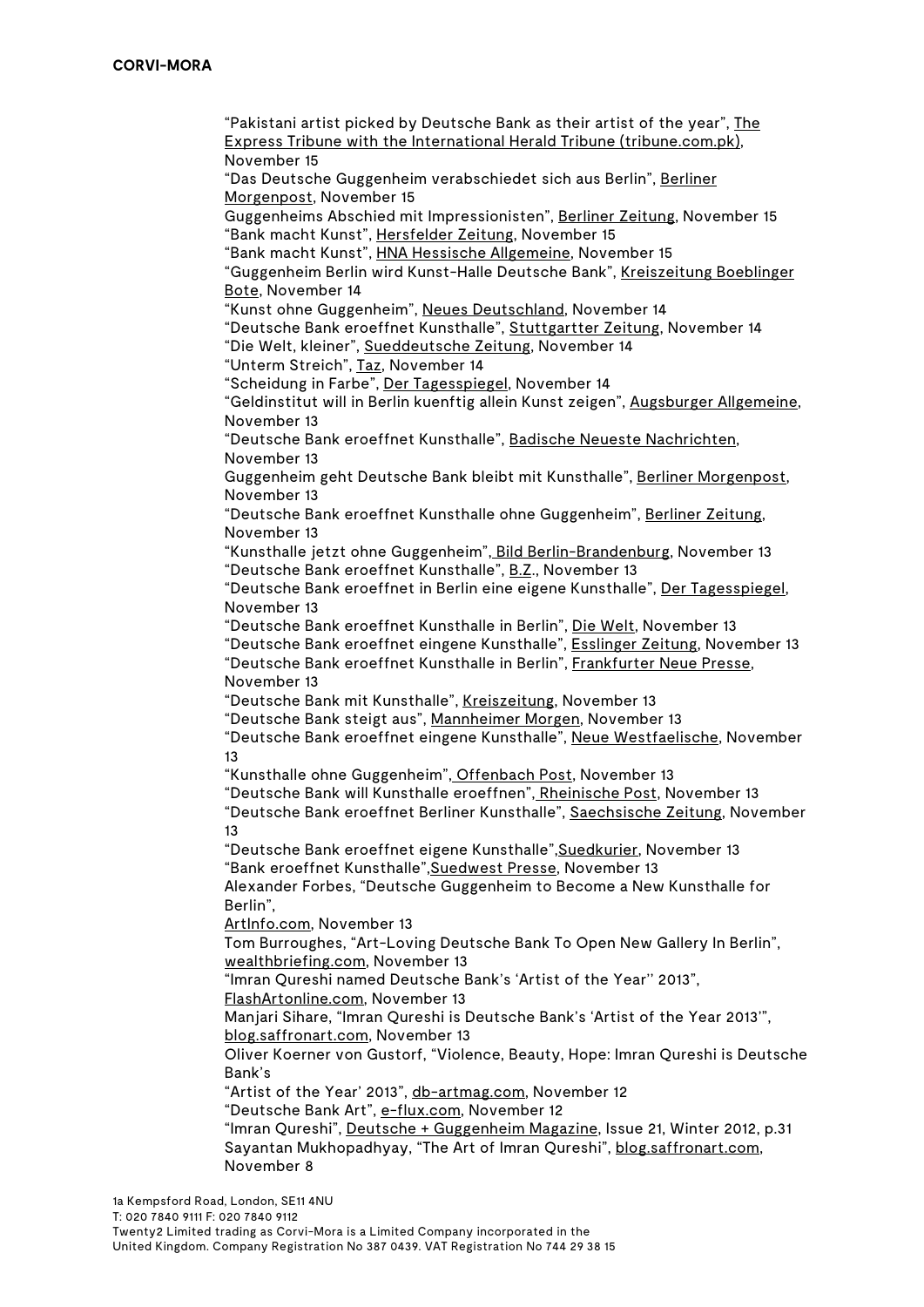"Pakistani artist picked by Deutsche Bank as their artist of the year", The Express Tribune with the International Herald Tribune (tribune.com.pk), November 15
"Das Deutsche Guggenheim verabschiedet sich aus Berlin", Berliner Morgenpost, November 15
Guggenheims Abschied mit Impressionisten", Berliner Zeitung, November 15
"Bank macht Kunst", Hersfelder Zeitung, November 15
"Bank macht Kunst", HNA Hessische Allgemeine, November 15
"Guggenheim Berlin wird Kunst-Halle Deutsche Bank", Kreiszeitung Boeblinger Bote, November 14
"Kunst ohne Guggenheim", Neues Deutschland, November 14
"Deutsche Bank eroeffnet Kunsthalle", Stuttgartter Zeitung, November 14
"Die Welt, kleiner", Sueddeutsche Zeitung, November 14
"Unterm Streich", Taz, November 14
"Scheidung in Farbe", Der Tagesspiegel, November 14
"Geldinstitut will in Berlin kuenftig allein Kunst zeigen", Augsburger Allgemeine, November 13
"Deutsche Bank eroeffnet Kunsthalle", Badische Neueste Nachrichten, November 13
Guggenheim geht Deutsche Bank bleibt mit Kunsthalle", Berliner Morgenpost, November 13
"Deutsche Bank eroeffnet Kunsthalle ohne Guggenheim", Berliner Zeitung, November 13
"Kunsthalle jetzt ohne Guggenheim", Bild Berlin-Brandenburg, November 13
"Deutsche Bank eroeffnet Kunsthalle", B.Z., November 13
"Deutsche Bank eroeffnet in Berlin eine eigene Kunsthalle", Der Tagesspiegel, November 13
"Deutsche Bank eroeffnet Kunsthalle in Berlin", Die Welt, November 13
"Deutsche Bank eroeffnet eingene Kunsthalle", Esslinger Zeitung, November 13
"Deutsche Bank eroeffnet Kunsthalle in Berlin", Frankfurter Neue Presse, November 13
"Deutsche Bank mit Kunsthalle", Kreiszeitung, November 13
"Deutsche Bank steigt aus", Mannheimer Morgen, November 13
"Deutsche Bank eroeffnet eingene Kunsthalle", Neue Westfaelische, November 13
"Kunsthalle ohne Guggenheim", Offenbach Post, November 13
"Deutsche Bank will Kunsthalle eroeffnen", Rheinische Post, November 13
"Deutsche Bank eroeffnet Berliner Kunsthalle", Saechsische Zeitung, November 13
"Deutsche Bank eroeffnet eigene Kunsthalle",Suedkurier, November 13
"Bank eroeffnet Kunsthalle",Suedwest Presse, November 13
Alexander Forbes, "Deutsche Guggenheim to Become a New Kunsthalle for Berlin",
ArtInfo.com, November 13
Tom Burroughes, "Art-Loving Deutsche Bank To Open New Gallery In Berlin", wealthbriefing.com, November 13
"Imran Qureshi named Deutsche Bank's 'Artist of the Year'' 2013", FlashArtonline.com, November 13
Manjari Sihare, "Imran Qureshi is Deutsche Bank's 'Artist of the Year 2013'", blog.saffronart.com, November 13
Oliver Koerner von Gustorf, "Violence, Beauty, Hope: Imran Qureshi is Deutsche Bank's
"Artist of the Year' 2013", db-artmag.com, November 12
"Deutsche Bank Art", e-flux.com, November 12
"Imran Qureshi", Deutsche + Guggenheim Magazine, Issue 21, Winter 2012, p.31
Sayantan Mukhopadhyay, "The Art of Imran Qureshi", blog.saffronart.com, November 8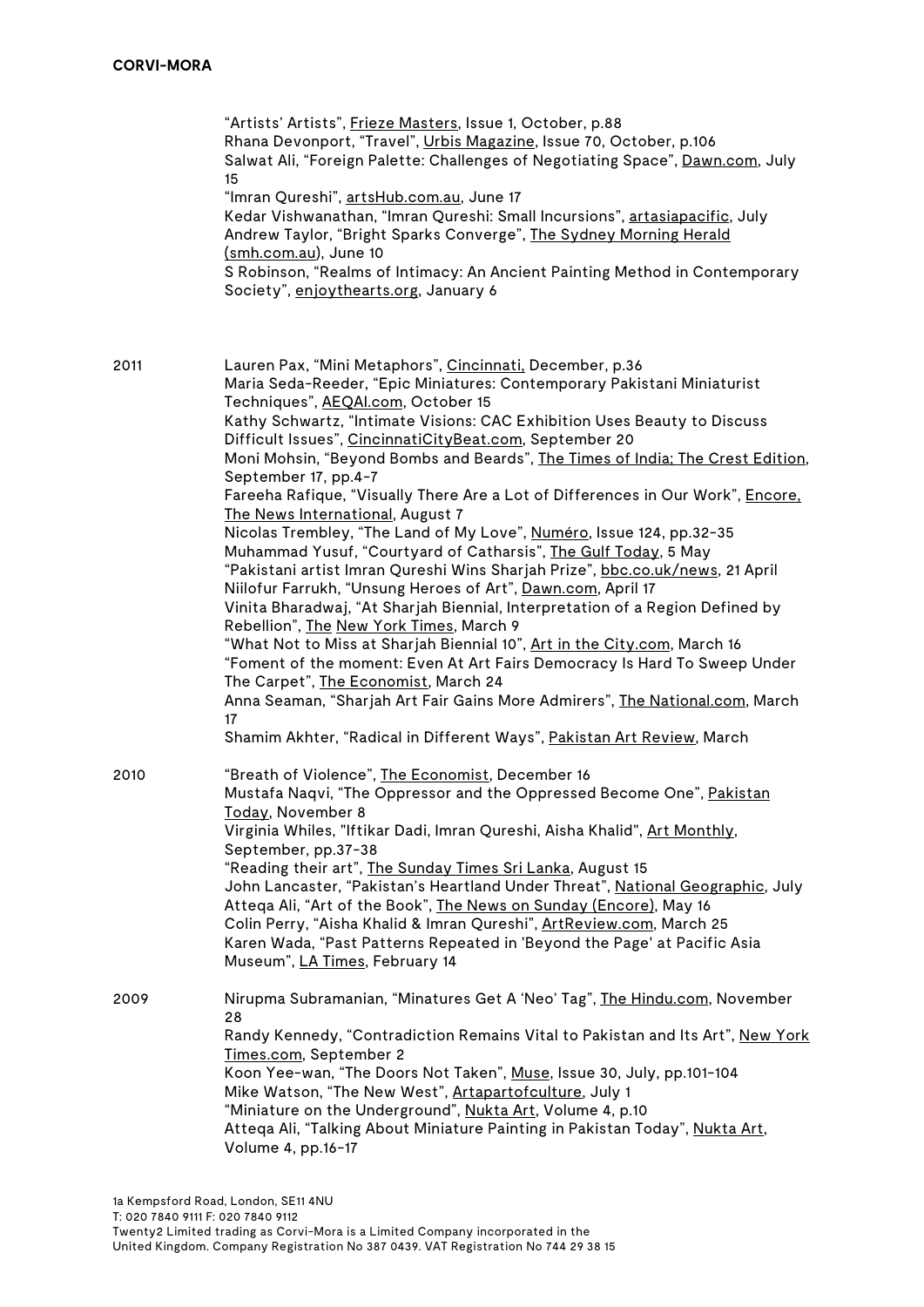"Artists' Artists", Frieze Masters, Issue 1, October, p.88
Rhana Devonport, "Travel", Urbis Magazine, Issue 70, October, p.106
Salwat Ali, "Foreign Palette: Challenges of Negotiating Space", Dawn.com, July 15
"Imran Qureshi", artsHub.com.au, June 17
Kedar Vishwanathan, "Imran Qureshi: Small Incursions", artasiapacific, July
Andrew Taylor, "Bright Sparks Converge", The Sydney Morning Herald (smh.com.au), June 10
S Robinson, "Realms of Intimacy: An Ancient Painting Method in Contemporary Society", enjoythearts.org, January 6

2011

Lauren Pax, "Mini Metaphors", Cincinnati, December, p.36
Maria Seda-Reeder, "Epic Miniatures: Contemporary Pakistani Miniaturist Techniques", AEQAI.com, October 15
Kathy Schwartz, "Intimate Visions: CAC Exhibition Uses Beauty to Discuss Difficult Issues", CincinnatiCityBeat.com, September 20
Moni Mohsin, "Beyond Bombs and Beards", The Times of India; The Crest Edition, September 17, pp.4-7
Fareeha Rafique, "Visually There Are a Lot of Differences in Our Work", Encore, The News International, August 7
Nicolas Trembley, "The Land of My Love", Numéro, Issue 124, pp.32-35
Muhammad Yusuf, "Courtyard of Catharsis", The Gulf Today, 5 May
"Pakistani artist Imran Qureshi Wins Sharjah Prize", bbc.co.uk/news, 21 April
Niilofur Farrukh, "Unsung Heroes of Art", Dawn.com, April 17
Vinita Bharadwaj, "At Sharjah Biennial, Interpretation of a Region Defined by Rebellion", The New York Times, March 9
"What Not to Miss at Sharjah Biennial 10", Art in the City.com, March 16
"Foment of the moment: Even At Art Fairs Democracy Is Hard To Sweep Under The Carpet", The Economist, March 24
Anna Seaman, "Sharjah Art Fair Gains More Admirers", The National.com, March 17
Shamim Akhter, "Radical in Different Ways", Pakistan Art Review, March

2010

"Breath of Violence", The Economist, December 16
Mustafa Naqvi, "The Oppressor and the Oppressed Become One", Pakistan Today, November 8
Virginia Whiles, "Iftikar Dadi, Imran Qureshi, Aisha Khalid", Art Monthly, September, pp.37-38
"Reading their art", The Sunday Times Sri Lanka, August 15
John Lancaster, "Pakistan's Heartland Under Threat", National Geographic, July
Atteqa Ali, "Art of the Book", The News on Sunday (Encore), May 16
Colin Perry, "Aisha Khalid & Imran Qureshi", ArtReview.com, March 25
Karen Wada, "Past Patterns Repeated in 'Beyond the Page' at Pacific Asia Museum", LA Times, February 14

2009

Nirupma Subramanian, "Minatures Get A 'Neo' Tag", The Hindu.com, November 28
Randy Kennedy, "Contradiction Remains Vital to Pakistan and Its Art", New York Times.com, September 2
Koon Yee-wan, "The Doors Not Taken", Muse, Issue 30, July, pp.101-104
Mike Watson, "The New West", Artapartofculture, July 1
"Miniature on the Underground", Nukta Art, Volume 4, p.10
Atteqa Ali, "Talking About Miniature Painting in Pakistan Today", Nukta Art, Volume 4, pp.16-17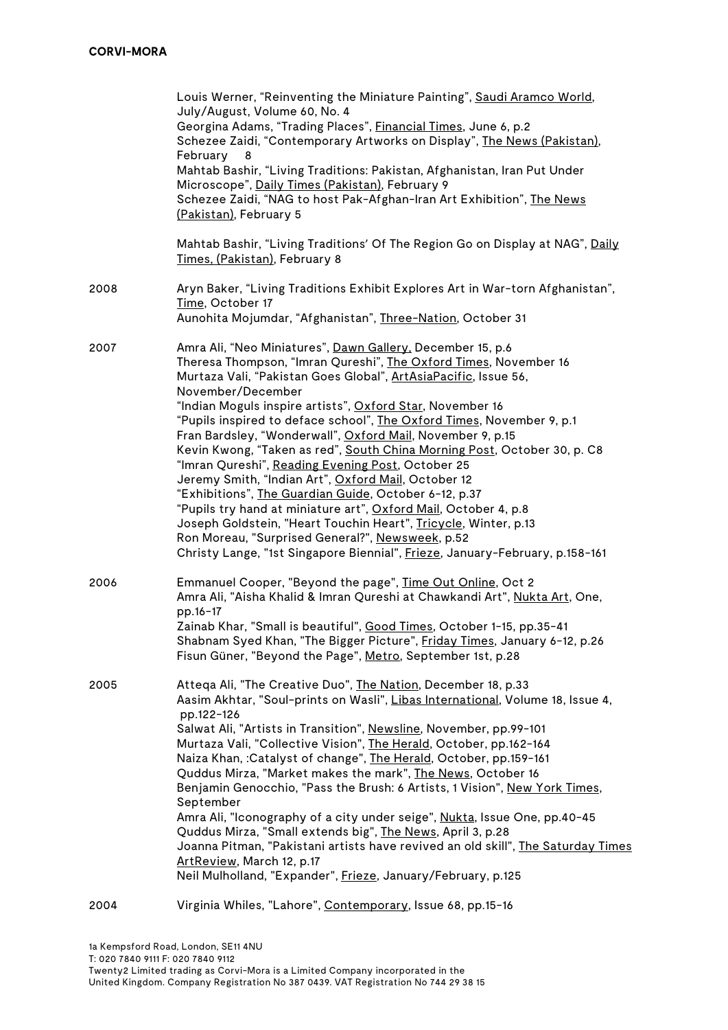**CORVI-MORA**

Louis Werner, "Reinventing the Miniature Painting", Saudi Aramco World, July/August, Volume 60, No. 4
Georgina Adams, "Trading Places", Financial Times, June 6, p.2
Schezee Zaidi, "Contemporary Artworks on Display", The News (Pakistan), February 8
Mahtab Bashir, "Living Traditions: Pakistan, Afghanistan, Iran Put Under Microscope", Daily Times (Pakistan), February 9
Schezee Zaidi, "NAG to host Pak-Afghan-Iran Art Exhibition", The News (Pakistan), February 5

Mahtab Bashir, "Living Traditions' Of The Region Go on Display at NAG", Daily Times, (Pakistan), February 8

2008

Aryn Baker, "Living Traditions Exhibit Explores Art in War-torn Afghanistan", Time, October 17
Aunohita Mojumdar, "Afghanistan", Three-Nation, October 31

2007

Amra Ali, "Neo Miniatures", Dawn Gallery, December 15, p.6
Theresa Thompson, "Imran Qureshi", The Oxford Times, November 16
Murtaza Vali, "Pakistan Goes Global", ArtAsiaPacific, Issue 56, November/December
"Indian Moguls inspire artists", Oxford Star, November 16
"Pupils inspired to deface school", The Oxford Times, November 9, p.1
Fran Bardsley, "Wonderwall", Oxford Mail, November 9, p.15
Kevin Kwong, "Taken as red", South China Morning Post, October 30, p. C8
"Imran Qureshi", Reading Evening Post, October 25
Jeremy Smith, "Indian Art", Oxford Mail, October 12
"Exhibitions", The Guardian Guide, October 6-12, p.37
"Pupils try hand at miniature art", Oxford Mail, October 4, p.8
Joseph Goldstein, "Heart Touchin Heart", Tricycle, Winter, p.13
Ron Moreau, "Surprised General?", Newsweek, p.52
Christy Lange, "1st Singapore Biennial", Frieze, January-February, p.158-161

2006

Emmanuel Cooper, "Beyond the page", Time Out Online, Oct 2
Amra Ali, "Aisha Khalid & Imran Qureshi at Chawkandi Art", Nukta Art, One, pp.16-17
Zainab Khar, "Small is beautiful", Good Times, October 1-15, pp.35-41
Shabnam Syed Khan, "The Bigger Picture", Friday Times, January 6-12, p.26
Fisun Güner, "Beyond the Page", Metro, September 1st, p.28

2005

Atteqa Ali, "The Creative Duo", The Nation, December 18, p.33
Aasim Akhtar, "Soul-prints on Wasli", Libas International, Volume 18, Issue 4, pp.122-126
Salwat Ali, "Artists in Transition", Newsline, November, pp.99-101
Murtaza Vali, "Collective Vision", The Herald, October, pp.162-164
Naiza Khan, :Catalyst of change", The Herald, October, pp.159-161
Quddus Mirza, "Market makes the mark", The News, October 16
Benjamin Genocchio, "Pass the Brush: 6 Artists, 1 Vision", New York Times, September
Amra Ali, "Iconography of a city under seige", Nukta, Issue One, pp.40-45
Quddus Mirza, "Small extends big", The News, April 3, p.28
Joanna Pitman, "Pakistani artists have revived an old skill", The Saturday Times ArtReview, March 12, p.17
Neil Mulholland, "Expander", Frieze, January/February, p.125

2004

Virginia Whiles, "Lahore", Contemporary, Issue 68, pp.15-16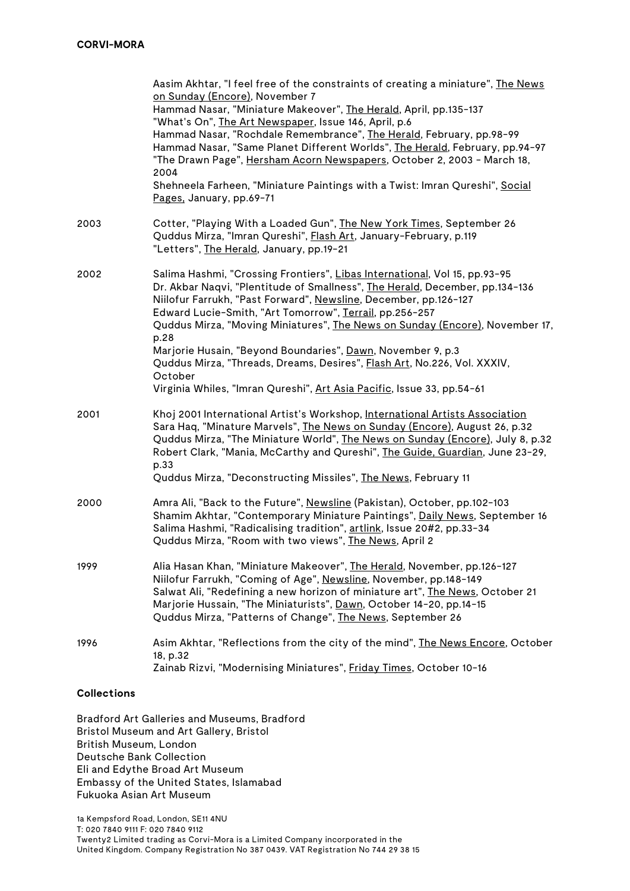Aasim Akhtar, "I feel free of the constraints of creating a miniature", The News on Sunday (Encore), November 7
Hammad Nasar, "Miniature Makeover", The Herald, April, pp.135-137
"What's On", The Art Newspaper, Issue 146, April, p.6
Hammad Nasar, "Rochdale Remembrance", The Herald, February, pp.98-99
Hammad Nasar, "Same Planet Different Worlds", The Herald, February, pp.94-97
"The Drawn Page", Hersham Acorn Newspapers, October 2, 2003 - March 18, 2004
Shehneela Farheen, "Miniature Paintings with a Twist: Imran Qureshi", Social Pages, January, pp.69-71

2003
Cotter, "Playing With a Loaded Gun", The New York Times, September 26
Quddus Mirza, "Imran Qureshi", Flash Art, January-February, p.119
"Letters", The Herald, January, pp.19-21

2002
Salima Hashmi, "Crossing Frontiers", Libas International, Vol 15, pp.93-95
Dr. Akbar Naqvi, "Plentitude of Smallness", The Herald, December, pp.134-136
Niilofur Farrukh, "Past Forward", Newsline, December, pp.126-127
Edward Lucie-Smith, "Art Tomorrow", Terrail, pp.256-257
Quddus Mirza, "Moving Miniatures", The News on Sunday (Encore), November 17, p.28
Marjorie Husain, "Beyond Boundaries", Dawn, November 9, p.3
Quddus Mirza, "Threads, Dreams, Desires", Flash Art, No.226, Vol. XXXIV, October
Virginia Whiles, "Imran Qureshi", Art Asia Pacific, Issue 33, pp.54-61

2001
Khoj 2001 International Artist's Workshop, International Artists Association
Sara Haq, "Minature Marvels", The News on Sunday (Encore), August 26, p.32
Quddus Mirza, "The Miniature World", The News on Sunday (Encore), July 8, p.32
Robert Clark, "Mania, McCarthy and Qureshi", The Guide, Guardian, June 23-29, p.33
Quddus Mirza, "Deconstructing Missiles", The News, February 11

2000
Amra Ali, "Back to the Future", Newsline (Pakistan), October, pp.102-103
Shamim Akhtar, "Contemporary Miniature Paintings", Daily News, September 16
Salima Hashmi, "Radicalising tradition", artlink, Issue 20#2, pp.33-34
Quddus Mirza, "Room with two views", The News, April 2

1999
Alia Hasan Khan, "Miniature Makeover", The Herald, November, pp.126-127
Niilofur Farrukh, "Coming of Age", Newsline, November, pp.148-149
Salwat Ali, "Redefining a new horizon of miniature art", The News, October 21
Marjorie Hussain, "The Miniaturists", Dawn, October 14-20, pp.14-15
Quddus Mirza, "Patterns of Change", The News, September 26

1996
Asim Akhtar, "Reflections from the city of the mind", The News Encore, October 18, p.32
Zainab Rizvi, "Modernising Miniatures", Friday Times, October 10-16

**Collections**

Bradford Art Galleries and Museums, Bradford
Bristol Museum and Art Gallery, Bristol
British Museum, London
Deutsche Bank Collection
Eli and Edythe Broad Art Museum
Embassy of the United States, Islamabad
Fukuoka Asian Art Museum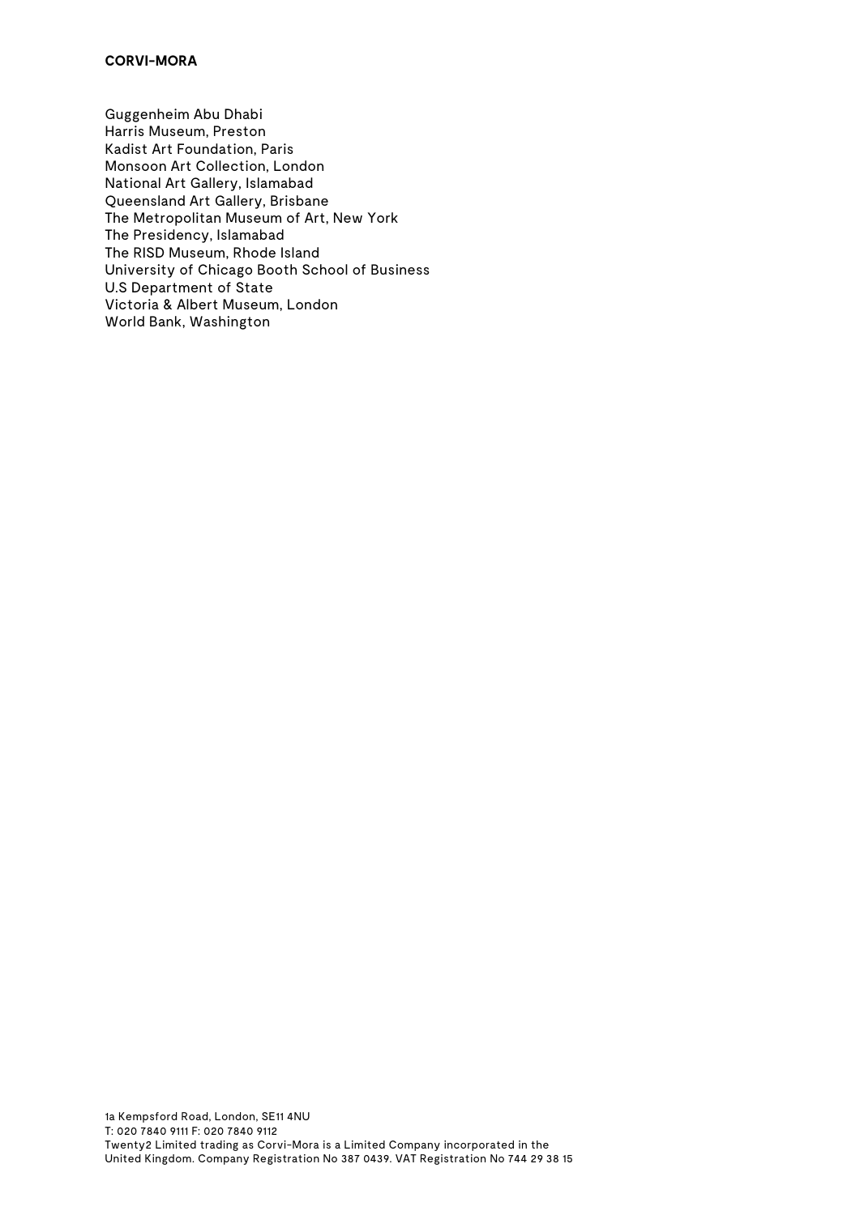Guggenheim Abu Dhabi
Harris Museum, Preston
Kadist Art Foundation, Paris
Monsoon Art Collection, London
National Art Gallery, Islamabad
Queensland Art Gallery, Brisbane
The Metropolitan Museum of Art, New York
The Presidency, Islamabad
The RISD Museum, Rhode Island
University of Chicago Booth School of Business
U.S Department of State
Victoria & Albert Museum, London
World Bank, Washington